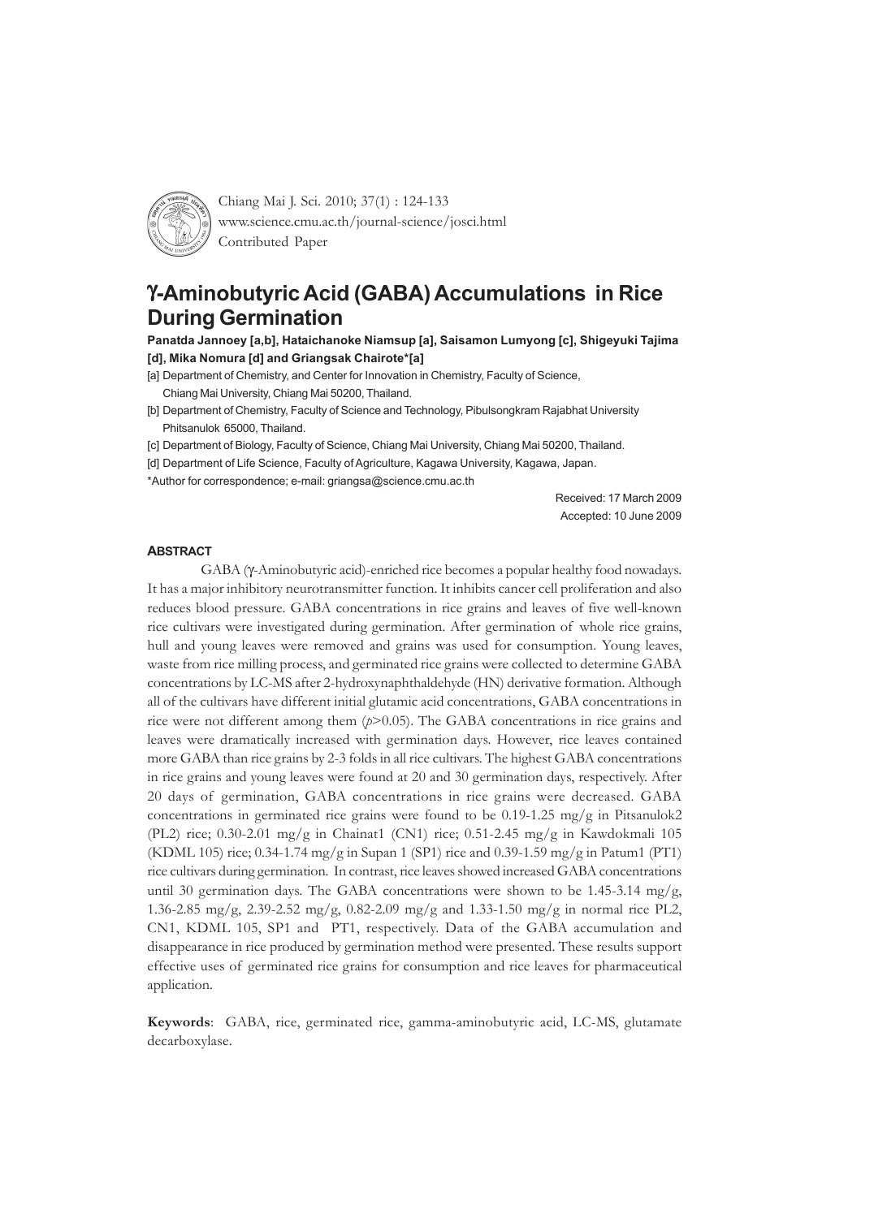Contributed Paper

# γ-Aminobutyric Acid (GABA) Accumulations in Rice During Germination

**Panatda Jannoey [a,b], Hataichanoke Niamsup [a], Saisamon Lumyong [c], Shigeyuki Tajima [d], Mika Nomura [d] and Griangsak Chairote*[a]**

[a] Department of Chemistry, and Center for Innovation in Chemistry, Faculty of Science, Chiang Mai University, Chiang Mai 50200, Thailand.

[b] Department of Chemistry, Faculty of Science and Technology, Pibulsongkram Rajabhat University Phitsanulok 65000, Thailand.

[c] Department of Biology, Faculty of Science, Chiang Mai University, Chiang Mai 50200, Thailand.

[d] Department of Life Science, Faculty of Agriculture, Kagawa University, Kagawa, Japan.

*Author for correspondence; e-mail: griangsa@science.cmu.ac.th

Received: 17 March 2009

Accepted: 10 June 2009

## ABSTRACT

GABA (γ-Aminobutyric acid)-enriched rice becomes a popular healthy food nowadays. It has a major inhibitory neurotransmitter function. It inhibits cancer cell proliferation and also reduces blood pressure. GABA concentrations in rice grains and leaves of five well-known rice cultivars were investigated during germination. After germination of whole rice grains, hull and young leaves were removed and grains was used for consumption. Young leaves, waste from rice milling process, and germinated rice grains were collected to determine GABA concentrations by LC-MS after 2-hydroxynaphthaldehyde (HN) derivative formation. Although all of the cultivars have different initial glutamic acid concentrations, GABA concentrations in rice were not different among them ($p>0.05$). The GABA concentrations in rice grains and leaves were dramatically increased with germination days. However, rice leaves contained more GABA than rice grains by 2-3 folds in all rice cultivars. The highest GABA concentrations in rice grains and young leaves were found at 20 and 30 germination days, respectively. After 20 days of germination, GABA concentrations in rice grains were decreased. GABA concentrations in germinated rice grains were found to be 0.19-1.25 mg/g in Pitsanulok2 (PL2) rice; 0.30-2.01 mg/g in Chainat1 (CN1) rice; 0.51-2.45 mg/g in Kawdokmali 105 (KDML 105) rice; 0.34-1.74 mg/g in Supan 1 (SP1) rice and 0.39-1.59 mg/g in Patum1 (PT1) rice cultivars during germination. In contrast, rice leaves showed increased GABA concentrations until 30 germination days. The GABA concentrations were shown to be 1.45-3.14 mg/g, 1.36-2.85 mg/g, 2.39-2.52 mg/g, 0.82-2.09 mg/g and 1.33-1.50 mg/g in normal rice PL2, CN1, KDML 105, SP1 and PT1, respectively. Data of the GABA accumulation and disappearance in rice produced by germination method were presented. These results support effective uses of germinated rice grains for consumption and rice leaves for pharmaceutical application.

**Keywords**: GABA, rice, germinated rice, gamma-aminobutyric acid, LC-MS, glutamate decarboxylase.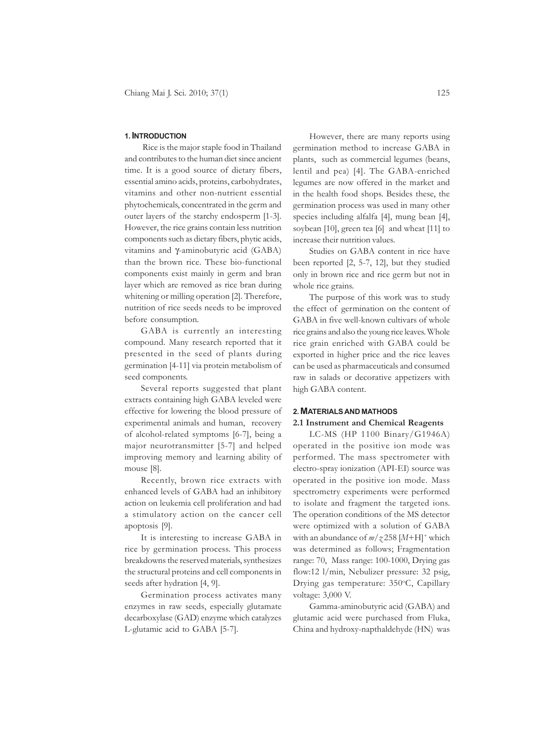## 1. INTRODUCTION

Rice is the major staple food in Thailand and contributes to the human diet since ancient time. It is a good source of dietary fibers, essential amino acids, proteins, carbohydrates, vitamins and other non-nutrient essential phytochemicals, concentrated in the germ and outer layers of the starchy endosperm [1-3]. However, the rice grains contain less nutrition components such as dietary fibers, phytic acids, vitamins and γ-aminobutyric acid (GABA) than the brown rice. These bio-functional components exist mainly in germ and bran layer which are removed as rice bran during whitening or milling operation [2]. Therefore, nutrition of rice seeds needs to be improved before consumption.

GABA is currently an interesting compound. Many research reported that it presented in the seed of plants during germination [4-11] via protein metabolism of seed components.

Several reports suggested that plant extracts containing high GABA leveled were effective for lowering the blood pressure of experimental animals and human, recovery of alcohol-related symptoms [6-7], being a major neurotransmitter [5-7] and helped improving memory and learning ability of mouse [8].

Recently, brown rice extracts with enhanced levels of GABA had an inhibitory action on leukemia cell proliferation and had a stimulatory action on the cancer cell apoptosis [9].

It is interesting to increase GABA in rice by germination process. This process breakdowns the reserved materials, synthesizes the structural proteins and cell components in seeds after hydration [4, 9].

Germination process activates many enzymes in raw seeds, especially glutamate decarboxylase (GAD) enzyme which catalyzes L-glutamic acid to GABA [5-7].

However, there are many reports using germination method to increase GABA in plants, such as commercial legumes (beans, lentil and pea) [4]. The GABA-enriched legumes are now offered in the market and in the health food shops. Besides these, the germination process was used in many other species including alfalfa [4], mung bean [4], soybean [10], green tea [6] and wheat [11] to increase their nutrition values.

Studies on GABA content in rice have been reported [2, 5-7, 12], but they studied only in brown rice and rice germ but not in whole rice grains.

The purpose of this work was to study the effect of germination on the content of GABA in five well-known cultivars of whole rice grains and also the young rice leaves. Whole rice grain enriched with GABA could be exported in higher price and the rice leaves can be used as pharmaceuticals and consumed raw in salads or decorative appetizers with high GABA content.

## 2. MATERIALS AND MATHODS

### 2.1 Instrument and Chemical Reagents

LC-MS (HP 1100 Binary/G1946A) operated in the positive ion mode was performed. The mass spectrometer with electro-spray ionization (API-EI) source was operated in the positive ion mode. Mass spectrometry experiments were performed to isolate and fragment the targeted ions. The operation conditions of the MS detector were optimized with a solution of GABA with an abundance of $m/z$ 258 $[M+H]^+$ which was determined as follows; Fragmentation range: 70, Mass range: 100-1000, Drying gas flow:12 l/min, Nebulizer pressure: 32 psig, Drying gas temperature: 350°C, Capillary voltage: 3,000 V.

Gamma-aminobutyric acid (GABA) and glutamic acid were purchased from Fluka, China and hydroxy-napthaldehyde (HN) was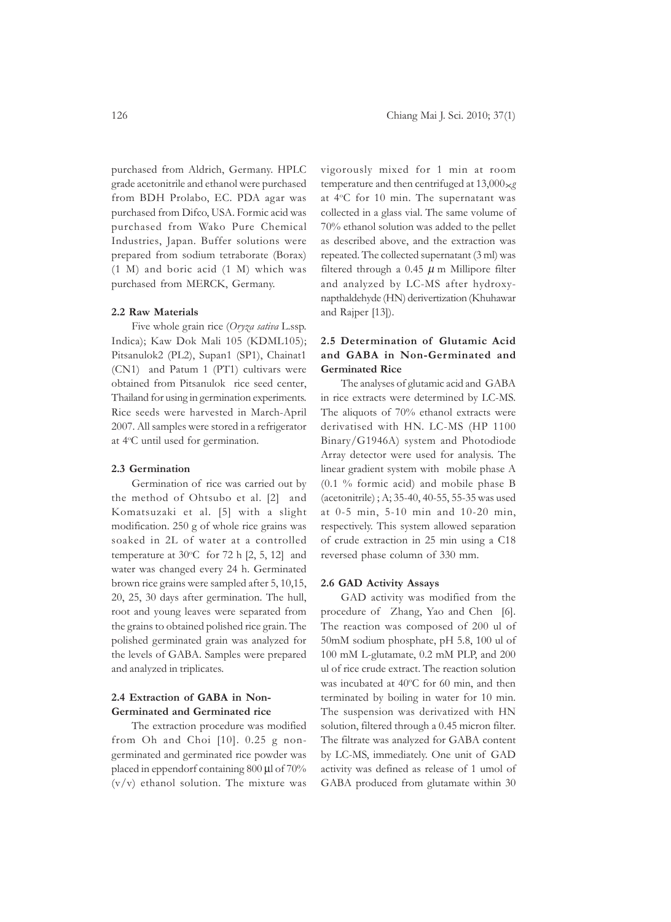purchased from Aldrich, Germany. HPLC grade acetonitrile and ethanol were purchased from BDH Prolabo, EC. PDA agar was purchased from Difco, USA. Formic acid was purchased from Wako Pure Chemical Industries, Japan. Buffer solutions were prepared from sodium tetraborate (Borax) (1 M) and boric acid (1 M) which was purchased from MERCK, Germany.

### 2.2 Raw Materials

Five whole grain rice (*Oryza sativa* L.ssp. Indica); Kaw Dok Mali 105 (KDML105); Pitsanulok2 (PL2), Supan1 (SP1), Chainat1 (CN1) and Patum 1 (PT1) cultivars were obtained from Pitsanulok rice seed center, Thailand for using in germination experiments. Rice seeds were harvested in March-April 2007. All samples were stored in a refrigerator at 4°C until used for germination.

### 2.3 Germination

Germination of rice was carried out by the method of Ohtsubo et al. [2] and Komatsuzaki et al. [5] with a slight modification. 250 g of whole rice grains was soaked in 2L of water at a controlled temperature at 30°C for 72 h [2, 5, 12] and water was changed every 24 h. Germinated brown rice grains were sampled after 5, 10,15, 20, 25, 30 days after germination. The hull, root and young leaves were separated from the grains to obtained polished rice grain. The polished germinated grain was analyzed for the levels of GABA. Samples were prepared and analyzed in triplicates.

### 2.4 Extraction of GABA in Non-Germinated and Germinated rice

The extraction procedure was modified from Oh and Choi [10]. 0.25 g non-germinated and germinated rice powder was placed in eppendorf containing 800 μl of 70% (v/v) ethanol solution. The mixture was vigorously mixed for 1 min at room temperature and then centrifuged at 13,000×*g* at 4°C for 10 min. The supernatant was collected in a glass vial. The same volume of 70% ethanol solution was added to the pellet as described above, and the extraction was repeated. The collected supernatant (3 ml) was filtered through a 0.45 μm Millipore filter and analyzed by LC-MS after hydroxy-napthaldehyde (HN) derivertization (Khuhawar and Rajper [13]).

### 2.5 Determination of Glutamic Acid and GABA in Non-Germinated and Germinated Rice

The analyses of glutamic acid and GABA in rice extracts were determined by LC-MS. The aliquots of 70% ethanol extracts were derivatised with HN. LC-MS (HP 1100 Binary/G1946A) system and Photodiode Array detector were used for analysis. The linear gradient system with mobile phase A (0.1 % formic acid) and mobile phase B (acetonitrile) ; A; 35-40, 40-55, 55-35 was used at 0-5 min, 5-10 min and 10-20 min, respectively. This system allowed separation of crude extraction in 25 min using a C18 reversed phase column of 330 mm.

### 2.6 GAD Activity Assays

GAD activity was modified from the procedure of Zhang, Yao and Chen [6]. The reaction was composed of 200 ul of 50mM sodium phosphate, pH 5.8, 100 ul of 100 mM L-glutamate, 0.2 mM PLP, and 200 ul of rice crude extract. The reaction solution was incubated at 40°C for 60 min, and then terminated by boiling in water for 10 min. The suspension was derivatized with HN solution, filtered through a 0.45 micron filter. The filtrate was analyzed for GABA content by LC-MS, immediately. One unit of GAD activity was defined as release of 1 umol of GABA produced from glutamate within 30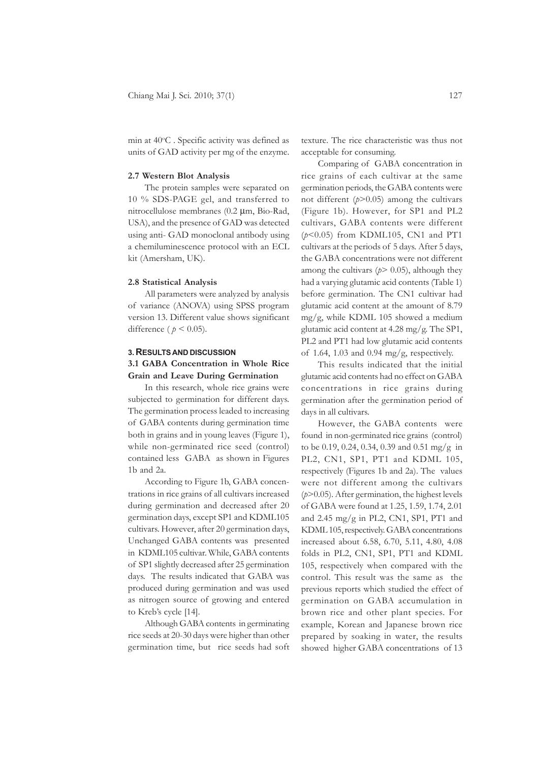min at 40°C . Specific activity was defined as units of GAD activity per mg of the enzyme.

### 2.7 Western Blot Analysis

The protein samples were separated on 10 % SDS-PAGE gel, and transferred to nitrocellulose membranes (0.2 μm, Bio-Rad, USA), and the presence of GAD was detected using anti- GAD monoclonal antibody using a chemiluminescence protocol with an ECL kit (Amersham, UK).

### 2.8 Statistical Analysis

All parameters were analyzed by analysis of variance (ANOVA) using SPSS program version 13. Different value shows significant difference ( $p < 0.05$).

## 3. RESULTS AND DISCUSSION

### 3.1 GABA Concentration in Whole Rice Grain and Leave During Germination

In this research, whole rice grains were subjected to germination for different days. The germination process leaded to increasing of GABA contents during germination time both in grains and in young leaves (Figure 1), while non-germinated rice seed (control) contained less GABA as shown in Figures 1b and 2a.

According to Figure 1b, GABA concentrations in rice grains of all cultivars increased during germination and decreased after 20 germination days, except SP1 and KDML105 cultivars. However, after 20 germination days, Unchanged GABA contents was presented in KDML105 cultivar. While, GABA contents of SP1 slightly decreased after 25 germination days. The results indicated that GABA was produced during germination and was used as nitrogen source of growing and entered to Kreb's cycle [14].

Although GABA contents in germinating rice seeds at 20-30 days were higher than other germination time, but rice seeds had soft texture. The rice characteristic was thus not acceptable for consuming.

Comparing of GABA concentration in rice grains of each cultivar at the same germination periods, the GABA contents were not different ($p > 0.05$) among the cultivars (Figure 1b). However, for SP1 and PL2 cultivars, GABA contents were different ($p < 0.05$) from KDML105, CN1 and PT1 cultivars at the periods of 5 days. After 5 days, the GABA concentrations were not different among the cultivars ($p > 0.05$), although they had a varying glutamic acid contents (Table 1) before germination. The CN1 cultivar had glutamic acid content at the amount of 8.79 mg/g, while KDML 105 showed a medium glutamic acid content at 4.28 mg/g. The SP1, PL2 and PT1 had low glutamic acid contents of 1.64, 1.03 and 0.94 mg/g, respectively.

This results indicated that the initial glutamic acid contents had no effect on GABA concentrations in rice grains during germination after the germination period of days in all cultivars.

However, the GABA contents were found in non-germinated rice grains (control) to be 0.19, 0.24, 0.34, 0.39 and 0.51 mg/g in PL2, CN1, SP1, PT1 and KDML 105, respectively (Figures 1b and 2a). The values were not different among the cultivars ($p > 0.05$). After germination, the highest levels of GABA were found at 1.25, 1.59, 1.74, 2.01 and 2.45 mg/g in PL2, CN1, SP1, PT1 and KDML 105, respectively. GABA concentrations increased about 6.58, 6.70, 5.11, 4.80, 4.08 folds in PL2, CN1, SP1, PT1 and KDML 105, respectively when compared with the control. This result was the same as the previous reports which studied the effect of germination on GABA accumulation in brown rice and other plant species. For example, Korean and Japanese brown rice prepared by soaking in water, the results showed higher GABA concentrations of 13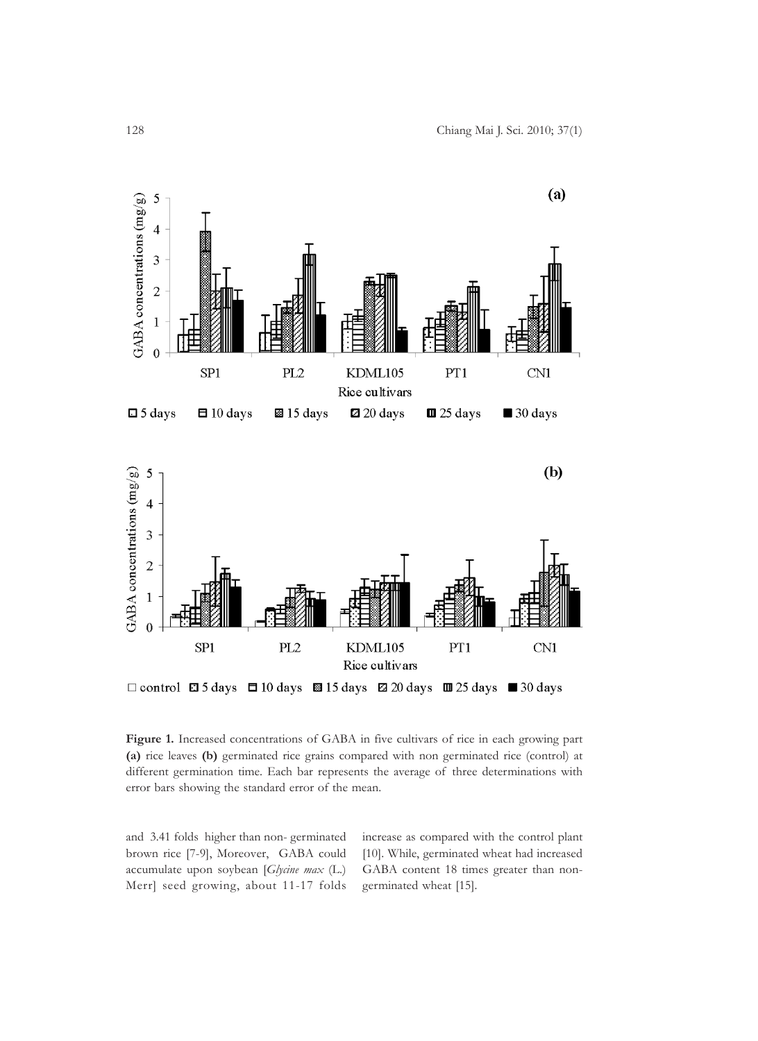**Figure 1.** Increased concentrations of GABA in five cultivars of rice in each growing part **(a)** rice leaves **(b)** germinated rice grains compared with non germinated rice (control) at different germination time. Each bar represents the average of three determinations with error bars showing the standard error of the mean.

and 3.41 folds higher than non- germinated brown rice [7-9], Moreover, GABA could accumulate upon soybean [*Glycine max* (L.) Merr] seed growing, about 11-17 folds increase as compared with the control plant [10]. While, germinated wheat had increased GABA content 18 times greater than non-germinated wheat [15].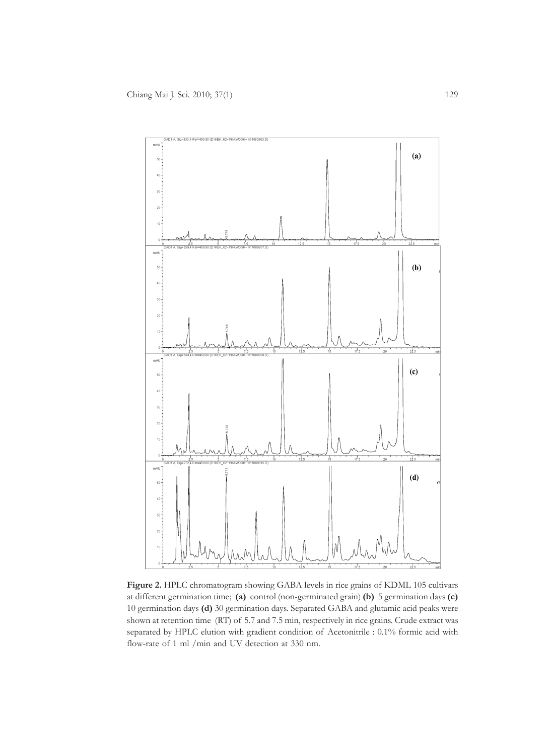**Figure 2.** HPLC chromatogram showing GABA levels in rice grains of KDML 105 cultivars at different germination time; **(a)** control (non-germinated grain) **(b)** 5 germination days **(c)** 10 germination days **(d)** 30 germination days. Separated GABA and glutamic acid peaks were shown at retention time (RT) of 5.7 and 7.5 min, respectively in rice grains. Crude extract was separated by HPLC elution with gradient condition of Acetonitrile : 0.1% formic acid with flow-rate of 1 ml /min and UV detection at 330 nm.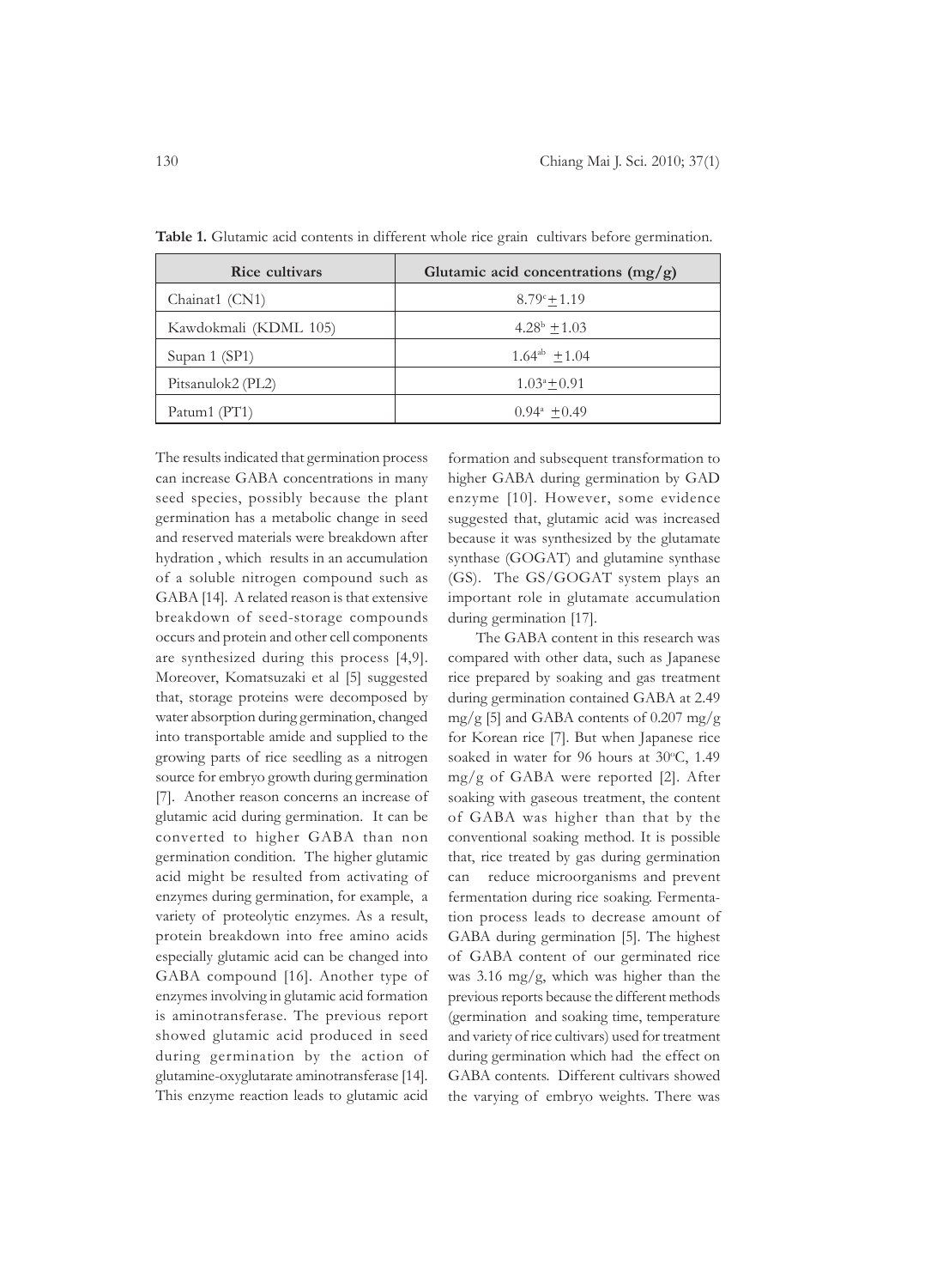**Table 1.** Glutamic acid contents in different whole rice grain cultivars before germination.

| Rice cultivars | Glutamic acid concentrations (mg/g) |
| --- | --- |
| Chainat1 (CN1) | $8.79^{c} \pm 1.19$ |
| Kawdokmali (KDML 105) | $4.28^{b} \pm 1.03$ |
| Supan 1 (SP1) | $1.64^{ab} \pm 1.04$ |
| Pitsanulok2 (PL2) | $1.03^{a} \pm 0.91$ |
| Patum1 (PT1) | $0.94^{a} \pm 0.49$ |

The results indicated that germination process can increase GABA concentrations in many seed species, possibly because the plant germination has a metabolic change in seed and reserved materials were breakdown after hydration , which results in an accumulation of a soluble nitrogen compound such as GABA [14]. A related reason is that extensive breakdown of seed-storage compounds occurs and protein and other cell components are synthesized during this process [4,9]. Moreover, Komatsuzaki et al [5] suggested that, storage proteins were decomposed by water absorption during germination, changed into transportable amide and supplied to the growing parts of rice seedling as a nitrogen source for embryo growth during germination [7]. Another reason concerns an increase of glutamic acid during germination. It can be converted to higher GABA than non germination condition. The higher glutamic acid might be resulted from activating of enzymes during germination, for example, a variety of proteolytic enzymes. As a result, protein breakdown into free amino acids especially glutamic acid can be changed into GABA compound [16]. Another type of enzymes involving in glutamic acid formation is aminotransferase. The previous report showed glutamic acid produced in seed during germination by the action of glutamine-oxyglutarate aminotransferase [14]. This enzyme reaction leads to glutamic acid formation and subsequent transformation to higher GABA during germination by GAD enzyme [10]. However, some evidence suggested that, glutamic acid was increased because it was synthesized by the glutamate synthase (GOGAT) and glutamine synthase (GS). The GS/GOGAT system plays an important role in glutamate accumulation during germination [17].

The GABA content in this research was compared with other data, such as Japanese rice prepared by soaking and gas treatment during germination contained GABA at 2.49 mg/g [5] and GABA contents of 0.207 mg/g for Korean rice [7]. But when Japanese rice soaked in water for 96 hours at 30°C, 1.49 mg/g of GABA were reported [2]. After soaking with gaseous treatment, the content of GABA was higher than that by the conventional soaking method. It is possible that, rice treated by gas during germination can reduce microorganisms and prevent fermentation during rice soaking. Fermentation process leads to decrease amount of GABA during germination [5]. The highest of GABA content of our germinated rice was 3.16 mg/g, which was higher than the previous reports because the different methods (germination and soaking time, temperature and variety of rice cultivars) used for treatment during germination which had the effect on GABA contents. Different cultivars showed the varying of embryo weights. There was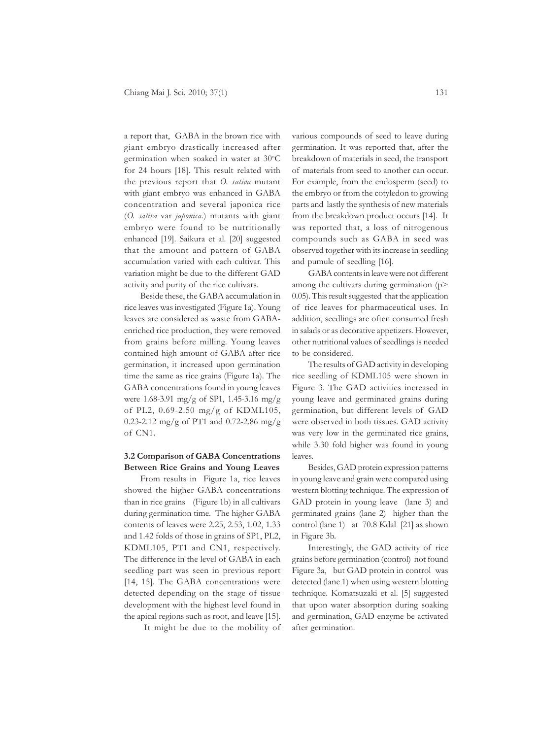a report that, GABA in the brown rice with giant embryo drastically increased after germination when soaked in water at 30°C for 24 hours [18]. This result related with the previous report that *O. sativa* mutant with giant embryo was enhanced in GABA concentration and several japonica rice (*O. sativa* var *japonica*.) mutants with giant embryo were found to be nutritionally enhanced [19]. Saikura et al. [20] suggested that the amount and pattern of GABA accumulation varied with each cultivar. This variation might be due to the different GAD activity and purity of the rice cultivars.

Beside these, the GABA accumulation in rice leaves was investigated (Figure 1a). Young leaves are considered as waste from GABA-enriched rice production, they were removed from grains before milling. Young leaves contained high amount of GABA after rice germination, it increased upon germination time the same as rice grains (Figure 1a). The GABA concentrations found in young leaves were 1.68-3.91 mg/g of SP1, 1.45-3.16 mg/g of PL2, 0.69-2.50 mg/g of KDML105, 0.23-2.12 mg/g of PT1 and 0.72-2.86 mg/g of CN1.

### 3.2 Comparison of GABA Concentrations Between Rice Grains and Young Leaves

From results in Figure 1a, rice leaves showed the higher GABA concentrations than in rice grains (Figure 1b) in all cultivars during germination time. The higher GABA contents of leaves were 2.25, 2.53, 1.02, 1.33 and 1.42 folds of those in grains of SP1, PL2, KDML105, PT1 and CN1, respectively. The difference in the level of GABA in each seedling part was seen in previous report [14, 15]. The GABA concentrations were detected depending on the stage of tissue development with the highest level found in the apical regions such as root, and leave [15].

It might be due to the mobility of various compounds of seed to leave during germination. It was reported that, after the breakdown of materials in seed, the transport of materials from seed to another can occur. For example, from the endosperm (seed) to the embryo or from the cotyledon to growing parts and lastly the synthesis of new materials from the breakdown product occurs [14]. It was reported that, a loss of nitrogenous compounds such as GABA in seed was observed together with its increase in seedling and pumule of seedling [16].

GABA contents in leave were not different among the cultivars during germination ($p > 0.05$). This result suggested that the application of rice leaves for pharmaceutical uses. In addition, seedlings are often consumed fresh in salads or as decorative appetizers. However, other nutritional values of seedlings is needed to be considered.

The results of GAD activity in developing rice seedling of KDML105 were shown in Figure 3. The GAD activities increased in young leave and germinated grains during germination, but different levels of GAD were observed in both tissues. GAD activity was very low in the germinated rice grains, while 3.30 fold higher was found in young leaves.

Besides, GAD protein expression patterns in young leave and grain were compared using western blotting technique. The expression of GAD protein in young leave (lane 3) and germinated grains (lane 2) higher than the control (lane 1) at 70.8 Kdal [21] as shown in Figure 3b.

Interestingly, the GAD activity of rice grains before germination (control) not found Figure 3a, but GAD protein in control was detected (lane 1) when using western blotting technique. Komatsuzaki et al. [5] suggested that upon water absorption during soaking and germination, GAD enzyme be activated after germination.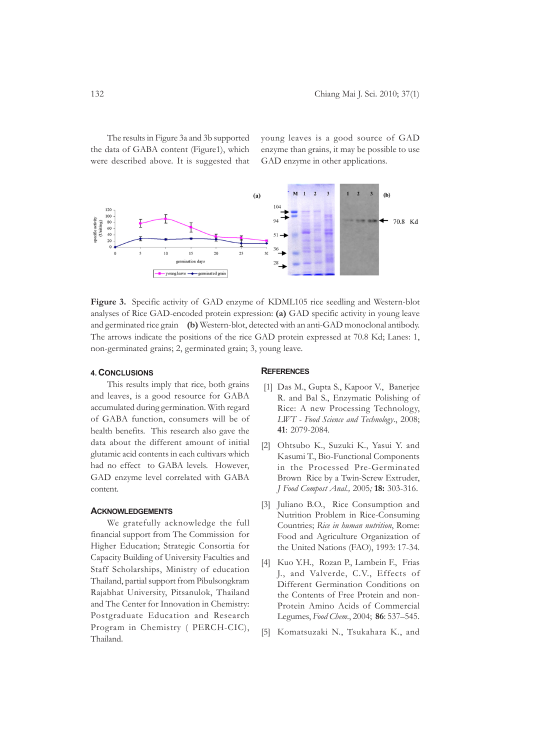The results in Figure 3a and 3b supported the data of GABA content (Figure1), which were described above. It is suggested that young leaves is a good source of GAD enzyme than grains, it may be possible to use GAD enzyme in other applications.

**Figure 3.** Specific activity of GAD enzyme of KDML105 rice seedling and Western-blot analyses of Rice GAD-encoded protein expression: **(a)** GAD specific activity in young leave and germinated rice grain **(b)** Western-blot, detected with an anti-GAD monoclonal antibody. The arrows indicate the positions of the rice GAD protein expressed at 70.8 Kd; Lanes: 1, non-germinated grains; 2, germinated grain; 3, young leave.

## 4. Conclusions

This results imply that rice, both grains and leaves, is a good resource for GABA accumulated during germination. With regard of GABA function, consumers will be of health benefits. This research also gave the data about the different amount of initial glutamic acid contents in each cultivars which had no effect to GABA levels. However, GAD enzyme level correlated with GABA content.

## Acknowledgements

We gratefully acknowledge the full financial support from The Commission for Higher Education; Strategic Consortia for Capacity Building of University Faculties and Staff Scholarships, Ministry of education Thailand, partial support from Pibulsongkram Rajabhat University, Pitsanulok, Thailand and The Center for Innovation in Chemistry: Postgraduate Education and Research Program in Chemistry ( PERCH-CIC), Thailand.

## References

[1] Das M., Gupta S., Kapoor V., Banerjee R. and Bal S., Enzymatic Polishing of Rice: A new Processing Technology, *LWT - Food Science and Technology*., 2008; **41**: 2079-2084.

[2] Ohtsubo K., Suzuki K., Yasui Y. and Kasumi T., Bio-Functional Components in the Processed Pre-Germinated Brown Rice by a Twin-Screw Extruder, *J Food Compost Anal.,* 2005; **18:** 303-316.

[3] Juliano B.O., Rice Consumption and Nutrition Problem in Rice-Consuming Countries; *Rice in human nutrition*, Rome: Food and Agriculture Organization of the United Nations (FAO), 1993: 17-34.

[4] Kuo Y.H., Rozan P., Lambein F., Frias J., and Valverde, C.V., Effects of Different Germination Conditions on the Contents of Free Protein and non-Protein Amino Acids of Commercial Legumes, *Food Chem*., 2004; **86**: 537–545.

[5] Komatsuzaki N., Tsukahara K., and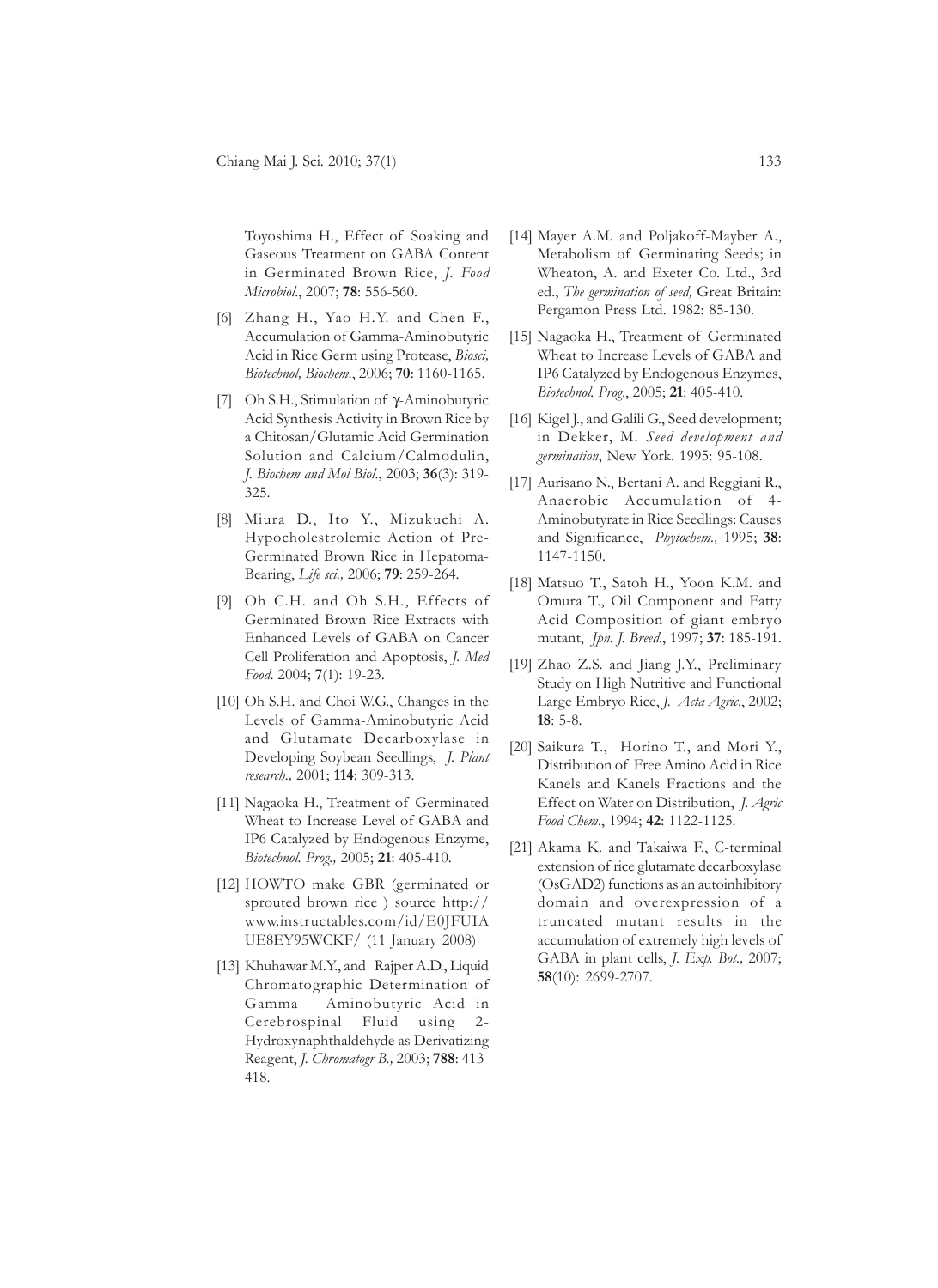Toyoshima H., Effect of Soaking and Gaseous Treatment on GABA Content in Germinated Brown Rice, *J. Food Microbiol.*, 2007; **78**: 556-560.

[6] Zhang H., Yao H.Y. and Chen F., Accumulation of Gamma-Aminobutyric Acid in Rice Germ using Protease, *Biosci, Biotechnol, Biochem*., 2006; **70**: 1160-1165.

[7] Oh S.H., Stimulation of γ-Aminobutyric Acid Synthesis Activity in Brown Rice by a Chitosan/Glutamic Acid Germination Solution and Calcium/Calmodulin, *J. Biochem and Mol Biol*., 2003; **36**(3): 319-325.

[8] Miura D., Ito Y., Mizukuchi A. Hypocholestrolemic Action of Pre-Germinated Brown Rice in Hepatoma-Bearing, *Life sci.,* 2006; **79**: 259-264.

[9] Oh C.H. and Oh S.H., Effects of Germinated Brown Rice Extracts with Enhanced Levels of GABA on Cancer Cell Proliferation and Apoptosis, *J. Med Food*. 2004; **7**(1): 19-23.

[10] Oh S.H. and Choi W.G., Changes in the Levels of Gamma-Aminobutyric Acid and Glutamate Decarboxylase in Developing Soybean Seedlings, *J. Plant research.,* 2001; **114**: 309-313.

[11] Nagaoka H., Treatment of Germinated Wheat to Increase Level of GABA and IP6 Catalyzed by Endogenous Enzyme, *Biotechnol. Prog.,* 2005; **21**: 405-410.

[12] HOWTO make GBR (germinated or sprouted brown rice ) source http://www.instructables.com/id/E0JFUIAUE8EY95WCKF/ (11 January 2008)

[13] Khuhawar M.Y., and Rajper A.D., Liquid Chromatographic Determination of Gamma - Aminobutyric Acid in Cerebrospinal Fluid using 2-Hydroxynaphthaldehyde as Derivatizing Reagent, *J. Chromatogr B.,* 2003; **788**: 413-418.

[14] Mayer A.M. and Poljakoff-Mayber A., Metabolism of Germinating Seeds; in Wheaton, A. and Exeter Co. Ltd., 3rd ed., *The germination of seed,* Great Britain: Pergamon Press Ltd. 1982: 85-130.

[15] Nagaoka H., Treatment of Germinated Wheat to Increase Levels of GABA and IP6 Catalyzed by Endogenous Enzymes, *Biotechnol. Prog.*, 2005; **21**: 405-410.

[16] Kigel J., and Galili G., Seed development; in Dekker, M. *Seed development and germination*, New York. 1995: 95-108.

[17] Aurisano N., Bertani A. and Reggiani R., Anaerobic Accumulation of 4-Aminobutyrate in Rice Seedlings: Causes and Significance, *Phytochem.,* 1995; **38**: 1147-1150.

[18] Matsuo T., Satoh H., Yoon K.M. and Omura T., Oil Component and Fatty Acid Composition of giant embryo mutant, *Jpn. J. Breed*., 1997; **37**: 185-191.

[19] Zhao Z.S. and Jiang J.Y., Preliminary Study on High Nutritive and Functional Large Embryo Rice, *J. Acta Agric*., 2002; **18**: 5-8.

[20] Saikura T., Horino T., and Mori Y., Distribution of Free Amino Acid in Rice Kanels and Kanels Fractions and the Effect on Water on Distribution, *J. Agric Food Chem*., 1994; **42**: 1122-1125.

[21] Akama K. and Takaiwa F., C-terminal extension of rice glutamate decarboxylase (OsGAD2) functions as an autoinhibitory domain and overexpression of a truncated mutant results in the accumulation of extremely high levels of GABA in plant cells, *J. Exp. Bot.,* 2007; **58**(10): 2699-2707.